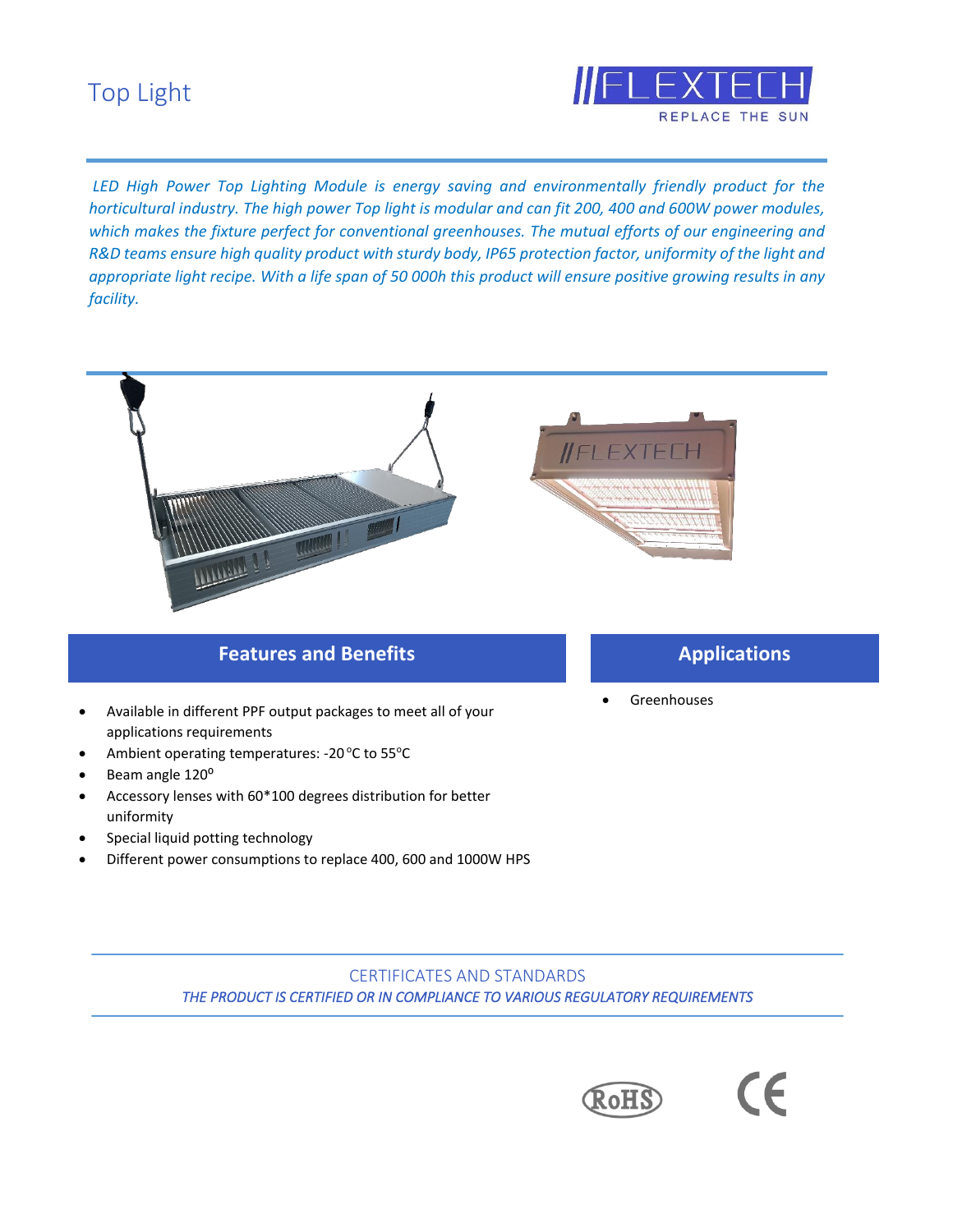# Top Light

FLEXTECH
REPLACE THE SUN

*LED High Power Top Lighting Module is energy saving and environmentally friendly product for the horticultural industry. The high power Top light is modular and can fit 200, 400 and 600W power modules, which makes the fixture perfect for conventional greenhouses. The mutual efforts of our engineering and R&D teams ensure high quality product with sturdy body, IP65 protection factor, uniformity of the light and appropriate light recipe. With a life span of 50 000h this product will ensure positive growing results in any facility.*

## Features and Benefits

- Available in different PPF output packages to meet all of your applications requirements
- Ambient operating temperatures: -20 °C to 55°C
- Beam angle 120°
- Accessory lenses with 60*100 degrees distribution for better uniformity
- Special liquid potting technology
- Different power consumptions to replace 400, 600 and 1000W HPS

## Applications

- Greenhouses

CERTIFICATES AND STANDARDS

*THE PRODUCT IS CERTIFIED OR IN COMPLIANCE TO VARIOUS REGULATORY REQUIREMENTS*

RoHS CE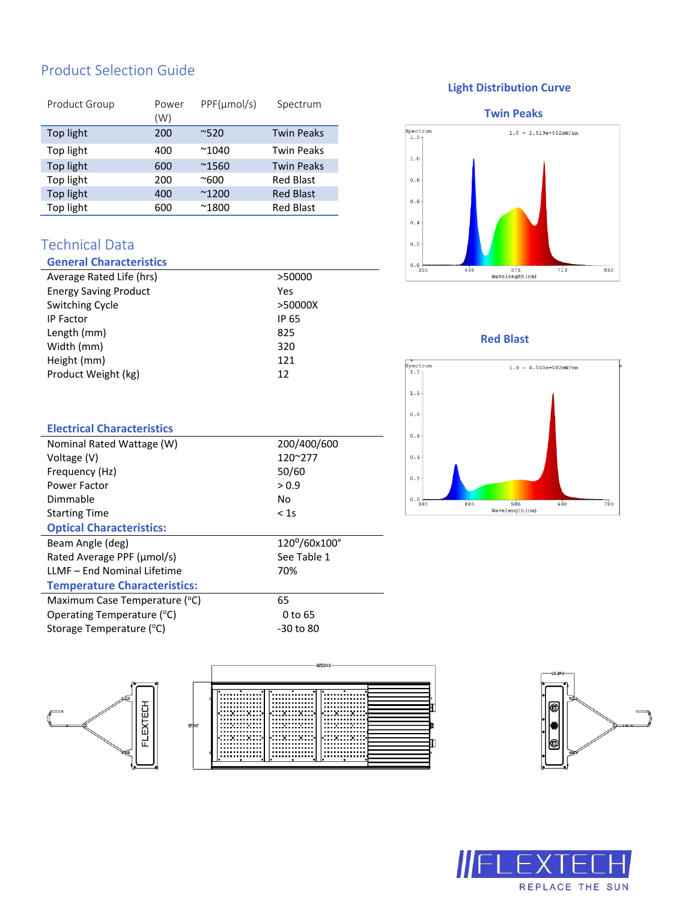## Product Selection Guide

| Product Group | Power (W) | PPF(μmol/s) | Spectrum |
|---|---|---|---|
| Top light | 200 | ~520 | Twin Peaks |
| Top light | 400 | ~1040 | Twin Peaks |
| Top light | 600 | ~1560 | Twin Peaks |
| Top light | 200 | ~600 | Red Blast |
| Top light | 400 | ~1200 | Red Blast |
| Top light | 600 | ~1800 | Red Blast |

### Light Distribution Curve

**Twin Peaks**

**Red Blast**

## Technical Data

### General Characteristics

| | |
|---|---|
| Average Rated Life (hrs) | >50000 |
| Energy Saving Product | Yes |
| Switching Cycle | >50000X |
| IP Factor | IP 65 |
| Length (mm) | 825 |
| Width (mm) | 320 |
| Height (mm) | 121 |
| Product Weight (kg) | 12 |

### Electrical Characteristics

| | |
|---|---|
| Nominal Rated Wattage (W) | 200/400/600 |
| Voltage (V) | 120~277 |
| Frequency (Hz) | 50/60 |
| Power Factor | > 0.9 |
| Dimmable | No |
| Starting Time | < 1s |

### Optical Characteristics:

| | |
|---|---|
| Beam Angle (deg) | 120°/60x100° |
| Rated Average PPF (μmol/s) | See Table 1 |
| LLMF – End Nominal Lifetime | 70% |

### Temperature Characteristics:

| | |
|---|---|
| Maximum Case Temperature (°C) | 65 |
| Operating Temperature (°C) | 0 to 65 |
| Storage Temperature (°C) | -30 to 80 |

FLEXTECH
REPLACE THE SUN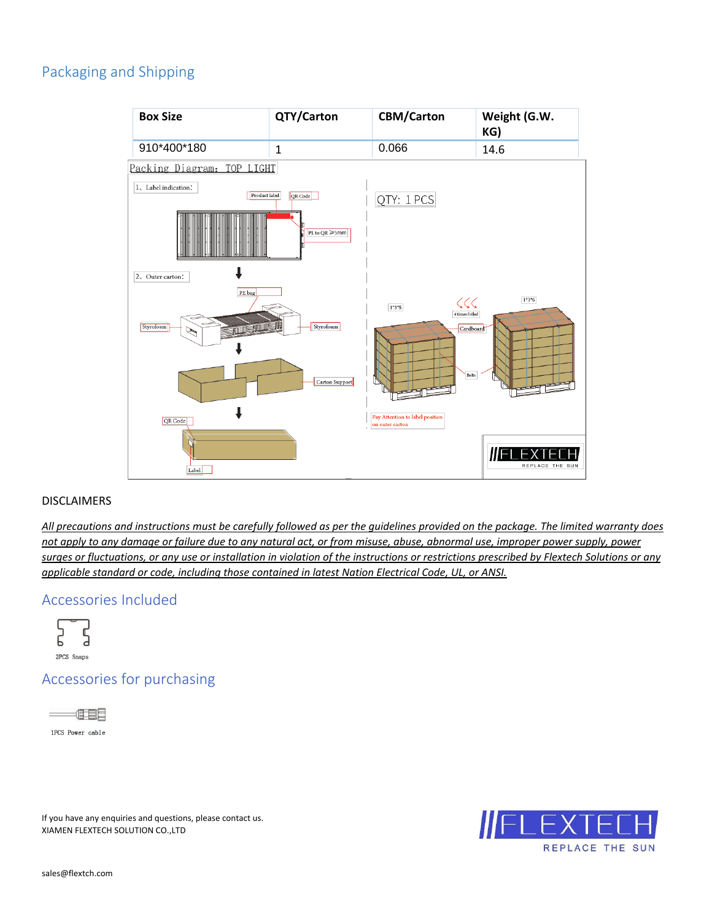## Packaging and Shipping

| Box Size | QTY/Carton | CBM/Carton | Weight (G.W. KG) |
|---|---|---|---|
| 910*400*180 | 1 | 0.066 | 14.6 |

Packing Diagram: TOP LIGHT

1、Label indication:

Product label

QR Code

PL to QR ≥5mm

2、Outer carton:

PE bag

Styrofoam

Styrofoam

Carton Support

QR Code

Label

QTY: 1 PCS

1*3*5

4 times folded

Cardboard

1*3*5

Belts

Pay Attention to label position on outer carton

FLEXTECH
REPLACE THE SUN

DISCLAIMERS

*All precautions and instructions must be carefully followed as per the guidelines provided on the package. The limited warranty does not apply to any damage or failure due to any natural act, or from misuse, abuse, abnormal use, improper power supply, power surges or fluctuations, or any use or installation in violation of the instructions or restrictions prescribed by Flextech Solutions or any applicable standard or code, including those contained in latest Nation Electrical Code, UL, or ANSI.*

## Accessories Included

2PCS Snaps

## Accessories for purchasing

1PCS Power cable

If you have any enquiries and questions, please contact us.
XIAMEN FLEXTECH SOLUTION CO.,LTD

sales@flextch.com

FLEXTECH
REPLACE THE SUN